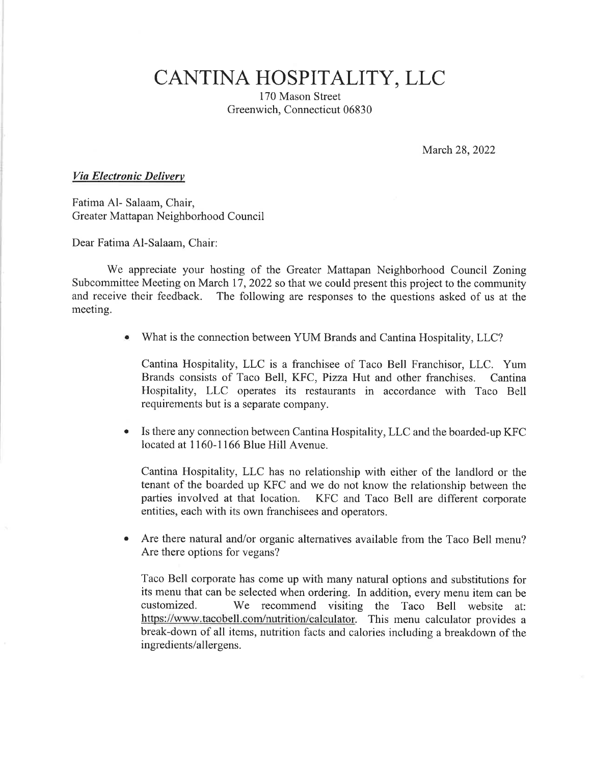# CANTINA HOSPITALITY, LLC

170 Mason Street
Greenwich, Connecticut 06830

March 28, 2022

***Via Electronic Delivery***

Fatima Al- Salaam, Chair,
Greater Mattapan Neighborhood Council

Dear Fatima Al-Salaam, Chair:

We appreciate your hosting of the Greater Mattapan Neighborhood Council Zoning Subcommittee Meeting on March 17, 2022 so that we could present this project to the community and receive their feedback. The following are responses to the questions asked of us at the meeting.

- What is the connection between YUM Brands and Cantina Hospitality, LLC?

  Cantina Hospitality, LLC is a franchisee of Taco Bell Franchisor, LLC. Yum Brands consists of Taco Bell, KFC, Pizza Hut and other franchises. Cantina Hospitality, LLC operates its restaurants in accordance with Taco Bell requirements but is a separate company.

- Is there any connection between Cantina Hospitality, LLC and the boarded-up KFC located at 1160-1166 Blue Hill Avenue.

  Cantina Hospitality, LLC has no relationship with either of the landlord or the tenant of the boarded up KFC and we do not know the relationship between the parties involved at that location. KFC and Taco Bell are different corporate entities, each with its own franchisees and operators.

- Are there natural and/or organic alternatives available from the Taco Bell menu? Are there options for vegans?

  Taco Bell corporate has come up with many natural options and substitutions for its menu that can be selected when ordering. In addition, every menu item can be customized. We recommend visiting the Taco Bell website at: https://www.tacobell.com/nutrition/calculator. This menu calculator provides a break-down of all items, nutrition facts and calories including a breakdown of the ingredients/allergens.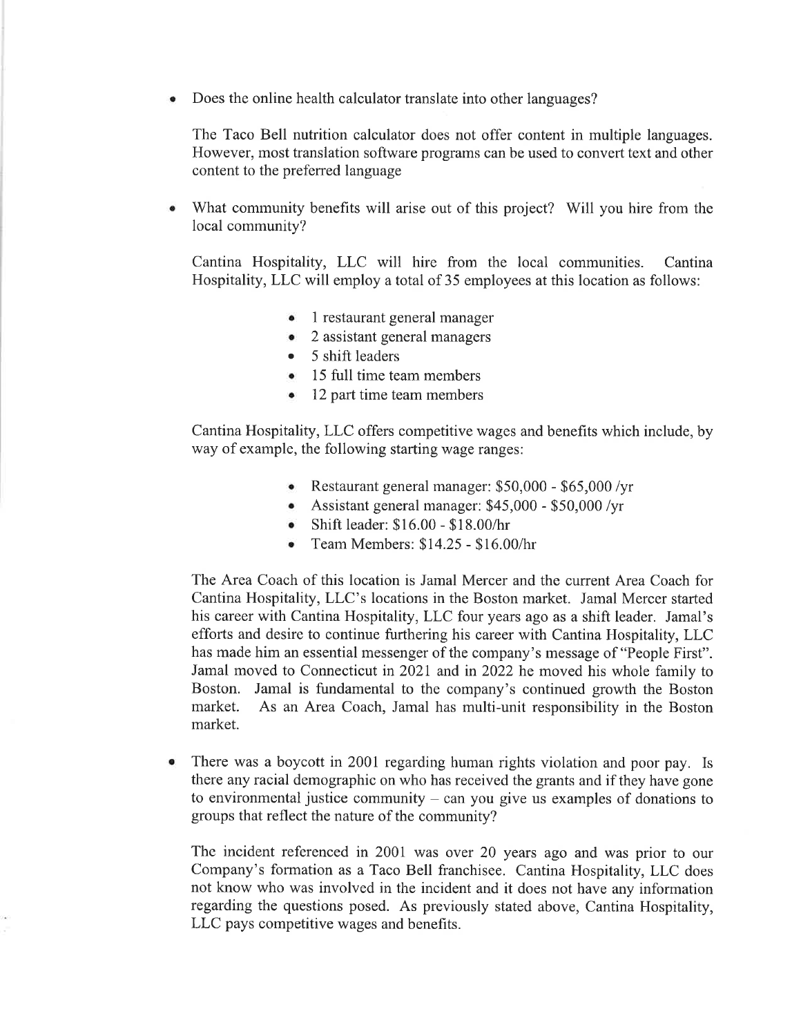- Does the online health calculator translate into other languages?

  The Taco Bell nutrition calculator does not offer content in multiple languages. However, most translation software programs can be used to convert text and other content to the preferred language

- What community benefits will arise out of this project? Will you hire from the local community?

  Cantina Hospitality, LLC will hire from the local communities. Cantina Hospitality, LLC will employ a total of 35 employees at this location as follows:

  - 1 restaurant general manager
  - 2 assistant general managers
  - 5 shift leaders
  - 15 full time team members
  - 12 part time team members

  Cantina Hospitality, LLC offers competitive wages and benefits which include, by way of example, the following starting wage ranges:

  - Restaurant general manager: $50,000 - $65,000 /yr
  - Assistant general manager: $45,000 - $50,000 /yr
  - Shift leader: $16.00 - $18.00/hr
  - Team Members: $14.25 - $16.00/hr

  The Area Coach of this location is Jamal Mercer and the current Area Coach for Cantina Hospitality, LLC's locations in the Boston market. Jamal Mercer started his career with Cantina Hospitality, LLC four years ago as a shift leader. Jamal's efforts and desire to continue furthering his career with Cantina Hospitality, LLC has made him an essential messenger of the company's message of "People First". Jamal moved to Connecticut in 2021 and in 2022 he moved his whole family to Boston. Jamal is fundamental to the company's continued growth the Boston market. As an Area Coach, Jamal has multi-unit responsibility in the Boston market.

- There was a boycott in 2001 regarding human rights violation and poor pay. Is there any racial demographic on who has received the grants and if they have gone to environmental justice community – can you give us examples of donations to groups that reflect the nature of the community?

  The incident referenced in 2001 was over 20 years ago and was prior to our Company's formation as a Taco Bell franchisee. Cantina Hospitality, LLC does not know who was involved in the incident and it does not have any information regarding the questions posed. As previously stated above, Cantina Hospitality, LLC pays competitive wages and benefits.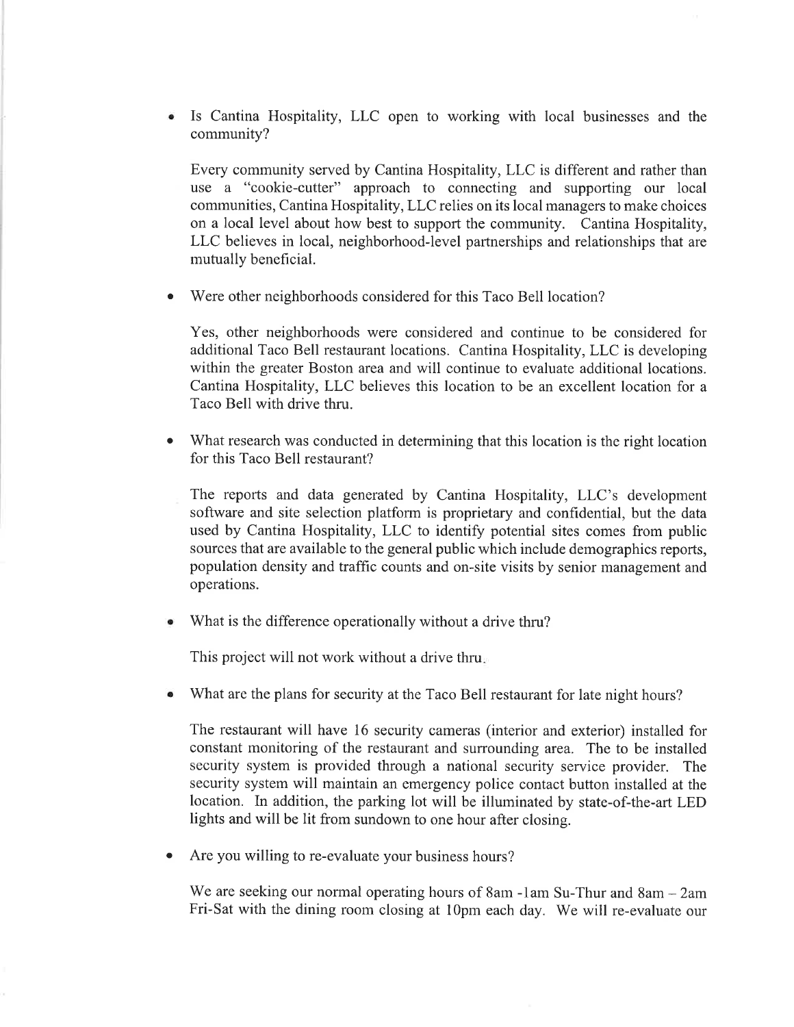- Is Cantina Hospitality, LLC open to working with local businesses and the community?

  Every community served by Cantina Hospitality, LLC is different and rather than use a "cookie-cutter" approach to connecting and supporting our local communities, Cantina Hospitality, LLC relies on its local managers to make choices on a local level about how best to support the community. Cantina Hospitality, LLC believes in local, neighborhood-level partnerships and relationships that are mutually beneficial.

- Were other neighborhoods considered for this Taco Bell location?

  Yes, other neighborhoods were considered and continue to be considered for additional Taco Bell restaurant locations. Cantina Hospitality, LLC is developing within the greater Boston area and will continue to evaluate additional locations. Cantina Hospitality, LLC believes this location to be an excellent location for a Taco Bell with drive thru.

- What research was conducted in determining that this location is the right location for this Taco Bell restaurant?

  The reports and data generated by Cantina Hospitality, LLC's development software and site selection platform is proprietary and confidential, but the data used by Cantina Hospitality, LLC to identify potential sites comes from public sources that are available to the general public which include demographics reports, population density and traffic counts and on-site visits by senior management and operations.

- What is the difference operationally without a drive thru?

  This project will not work without a drive thru.

- What are the plans for security at the Taco Bell restaurant for late night hours?

  The restaurant will have 16 security cameras (interior and exterior) installed for constant monitoring of the restaurant and surrounding area. The to be installed security system is provided through a national security service provider. The security system will maintain an emergency police contact button installed at the location. In addition, the parking lot will be illuminated by state-of-the-art LED lights and will be lit from sundown to one hour after closing.

- Are you willing to re-evaluate your business hours?

  We are seeking our normal operating hours of 8am - 1am Su-Thur and 8am – 2am Fri-Sat with the dining room closing at 10pm each day. We will re-evaluate our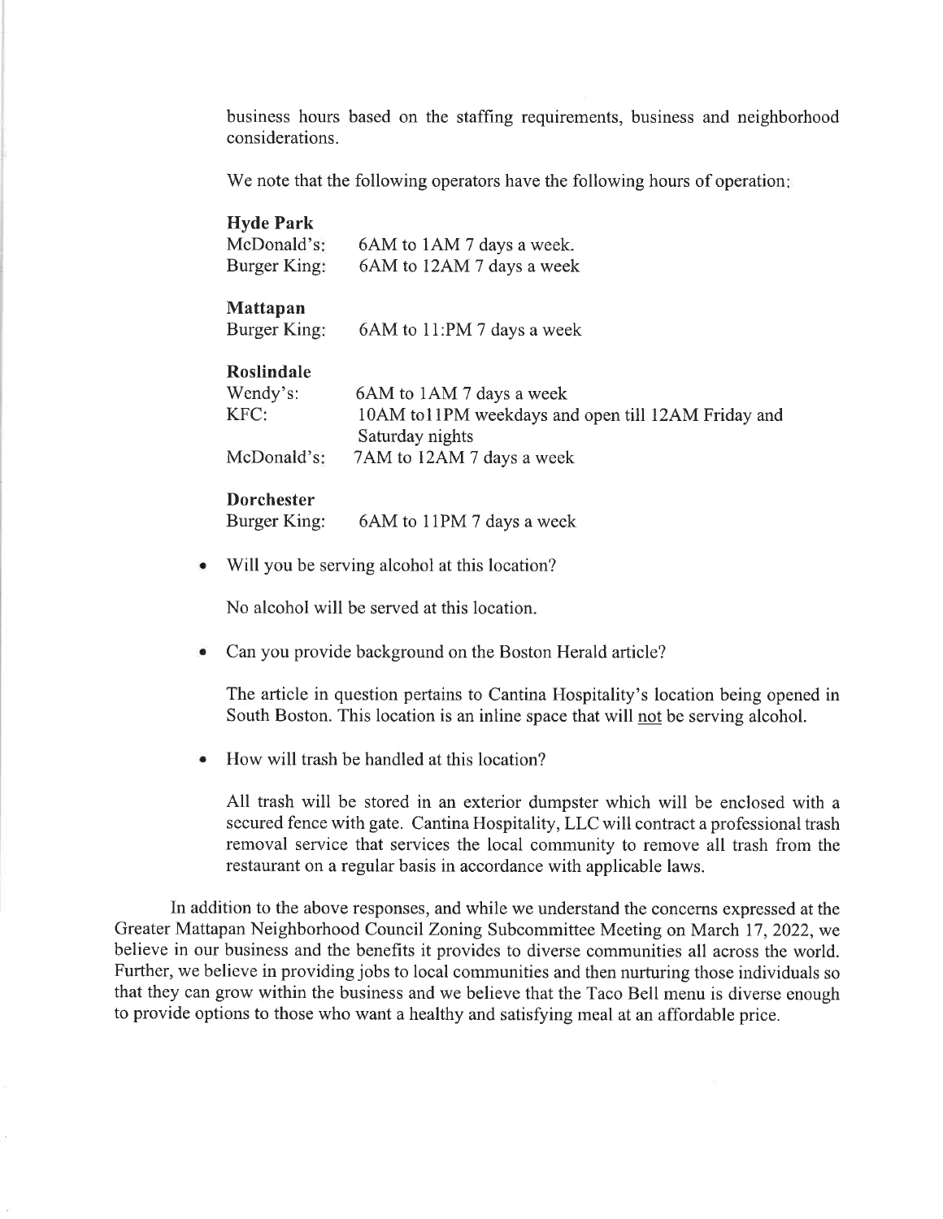business hours based on the staffing requirements, business and neighborhood considerations.

We note that the following operators have the following hours of operation:

**Hyde Park**

| | |
|---|---|
| McDonald's: | 6AM to 1AM 7 days a week. |
| Burger King: | 6AM to 12AM 7 days a week |

**Mattapan**

| | |
|---|---|
| Burger King: | 6AM to 11:PM 7 days a week |

**Roslindale**

| | |
|---|---|
| Wendy's: | 6AM to 1AM 7 days a week |
| KFC: | 10AM to11PM weekdays and open till 12AM Friday and Saturday nights |
| McDonald's: | 7AM to 12AM 7 days a week |

**Dorchester**

| | |
|---|---|
| Burger King: | 6AM to 11PM 7 days a week |

- Will you be serving alcohol at this location?

  No alcohol will be served at this location.

- Can you provide background on the Boston Herald article?

  The article in question pertains to Cantina Hospitality's location being opened in South Boston. This location is an inline space that will not be serving alcohol.

- How will trash be handled at this location?

  All trash will be stored in an exterior dumpster which will be enclosed with a secured fence with gate. Cantina Hospitality, LLC will contract a professional trash removal service that services the local community to remove all trash from the restaurant on a regular basis in accordance with applicable laws.

In addition to the above responses, and while we understand the concerns expressed at the Greater Mattapan Neighborhood Council Zoning Subcommittee Meeting on March 17, 2022, we believe in our business and the benefits it provides to diverse communities all across the world. Further, we believe in providing jobs to local communities and then nurturing those individuals so that they can grow within the business and we believe that the Taco Bell menu is diverse enough to provide options to those who want a healthy and satisfying meal at an affordable price.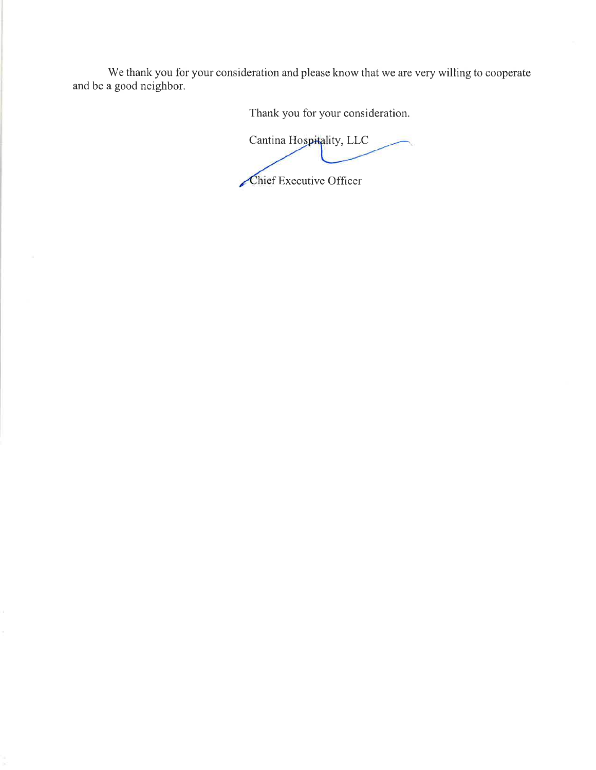We thank you for your consideration and please know that we are very willing to cooperate and be a good neighbor.

Thank you for your consideration.

Cantina Hospitality, LLC

Chief Executive Officer